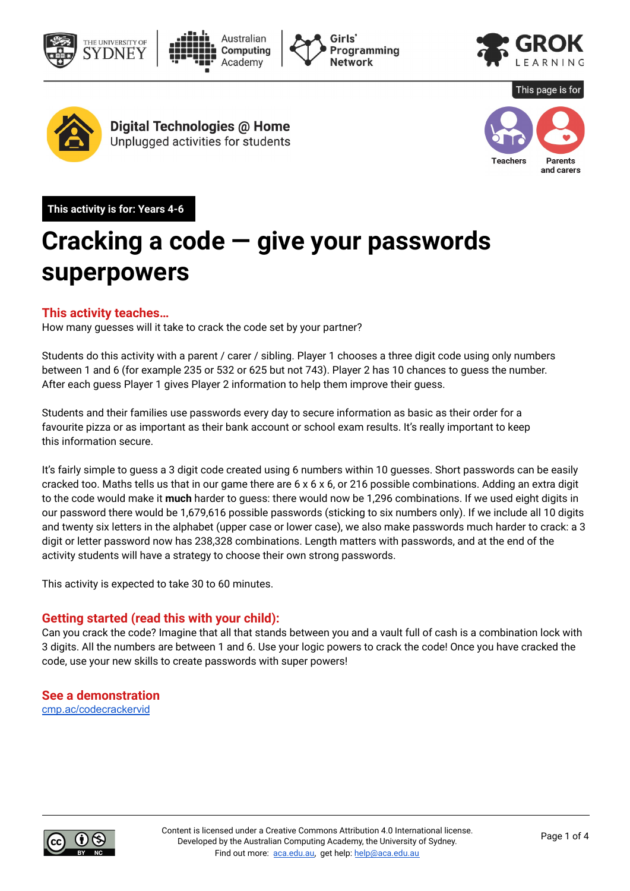The University of Sydney | Australian Computing Academy | Girls' Programming Network | GROK LEARNING

This page is for: Teachers, Parents and carers

**Digital Technologies @ Home**
Unplugged activities for students

**This activity is for: Years 4-6**

# Cracking a code — give your passwords superpowers

## This activity teaches…

How many guesses will it take to crack the code set by your partner?

Students do this activity with a parent / carer / sibling. Player 1 chooses a three digit code using only numbers between 1 and 6 (for example 235 or 532 or 625 but not 743). Player 2 has 10 chances to guess the number. After each guess Player 1 gives Player 2 information to help them improve their guess.

Students and their families use passwords every day to secure information as basic as their order for a favourite pizza or as important as their bank account or school exam results. It's really important to keep this information secure.

It's fairly simple to guess a 3 digit code created using 6 numbers within 10 guesses. Short passwords can be easily cracked too. Maths tells us that in our game there are 6 x 6 x 6, or 216 possible combinations. Adding an extra digit to the code would make it **much** harder to guess: there would now be 1,296 combinations. If we used eight digits in our password there would be 1,679,616 possible passwords (sticking to six numbers only). If we include all 10 digits and twenty six letters in the alphabet (upper case or lower case), we also make passwords much harder to crack: a 3 digit or letter password now has 238,328 combinations. Length matters with passwords, and at the end of the activity students will have a strategy to choose their own strong passwords.

This activity is expected to take 30 to 60 minutes.

## Getting started (read this with your child):

Can you crack the code? Imagine that all that stands between you and a vault full of cash is a combination lock with 3 digits. All the numbers are between 1 and 6. Use your logic powers to crack the code! Once you have cracked the code, use your new skills to create passwords with super powers!

## See a demonstration

[cmp.ac/codecrackervid](cmp.ac/codecrackervid)

Content is licensed under a Creative Commons Attribution 4.0 International license.
Developed by the Australian Computing Academy, the University of Sydney.
Find out more: aca.edu.au, get help: help@aca.edu.au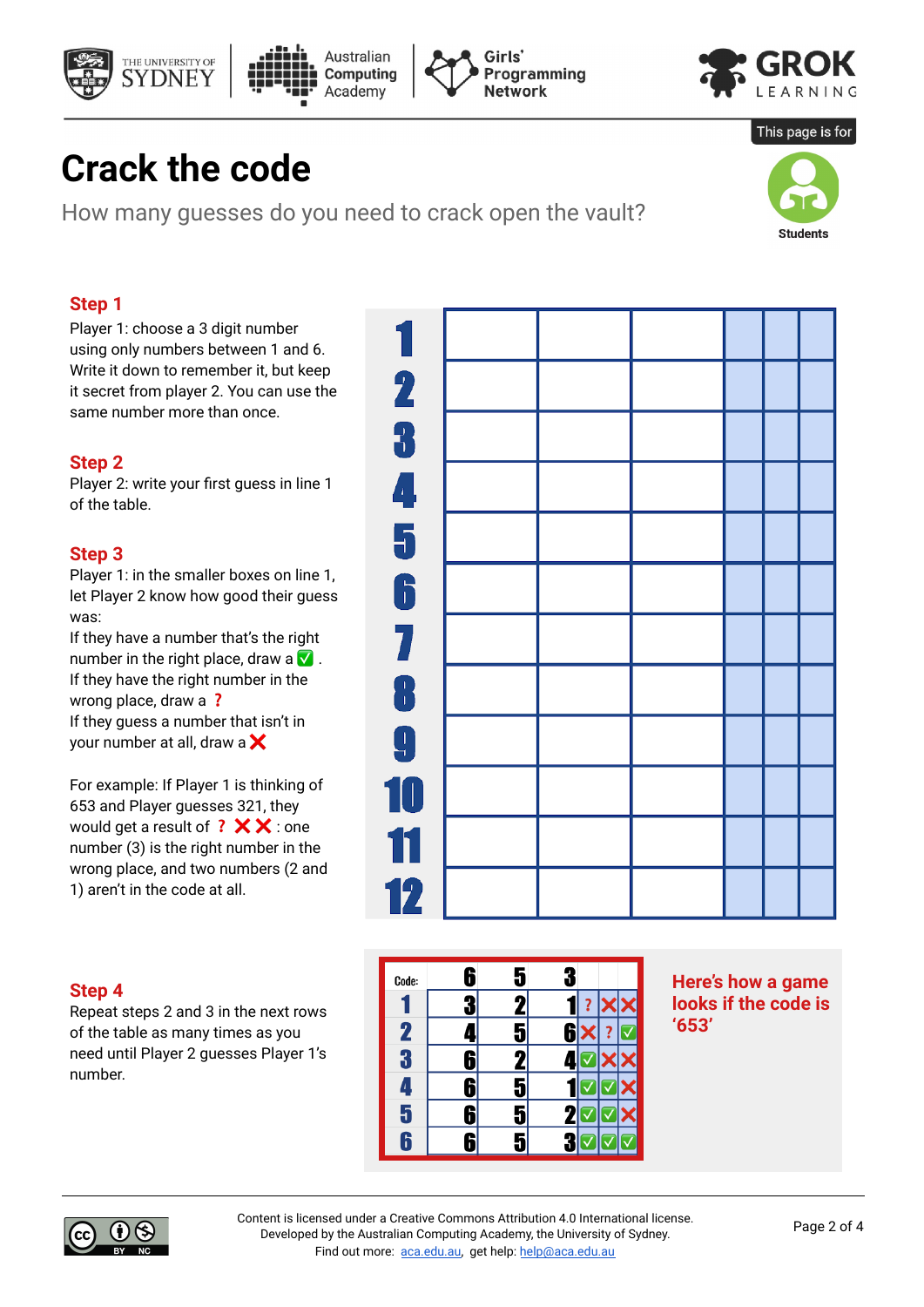This page is for

Students

# Crack the code

How many guesses do you need to crack open the vault?

### Step 1

Player 1: choose a 3 digit number using only numbers between 1 and 6. Write it down to remember it, but keep it secret from player 2. You can use the same number more than once.

### Step 2

Player 2: write your first guess in line 1 of the table.

### Step 3

Player 1: in the smaller boxes on line 1, let Player 2 know how good their guess was:
If they have a number that's the right number in the right place, draw a ✅ .
If they have the right number in the wrong place, draw a ❓
If they guess a number that isn't in your number at all, draw a ❌

For example: If Player 1 is thinking of 653 and Player guesses 321, they would get a result of ❓ ❌ ❌ : one number (3) is the right number in the wrong place, and two numbers (2 and 1) aren't in the code at all.

| | | | | | | |
|---|---|---|---|---|---|---|
| 1 | | | | | | |
| 2 | | | | | | |
| 3 | | | | | | |
| 4 | | | | | | |
| 5 | | | | | | |
| 6 | | | | | | |
| 7 | | | | | | |
| 8 | | | | | | |
| 9 | | | | | | |
| 10 | | | | | | |
| 11 | | | | | | |
| 12 | | | | | | |

### Step 4

Repeat steps 2 and 3 in the next rows of the table as many times as you need until Player 2 guesses Player 1's number.

| Code: | 6 | 5 | 3 | | | |
|---|---|---|---|---|---|---|
| 1 | 3 | 2 | 1 | ❓ | ❌ | ❌ |
| 2 | 4 | 5 | 6 | ❌ | ❓ | ✅ |
| 3 | 6 | 2 | 4 | ✅ | ❌ | ❌ |
| 4 | 6 | 5 | 1 | ✅ | ✅ | ❌ |
| 5 | 6 | 5 | 2 | ✅ | ✅ | ❌ |
| 6 | 6 | 5 | 3 | ✅ | ✅ | ✅ |

**Here's how a game looks if the code is '653'**

Content is licensed under a Creative Commons Attribution 4.0 International license.
Developed by the Australian Computing Academy, the University of Sydney.
Find out more: aca.edu.au, get help: help@aca.edu.au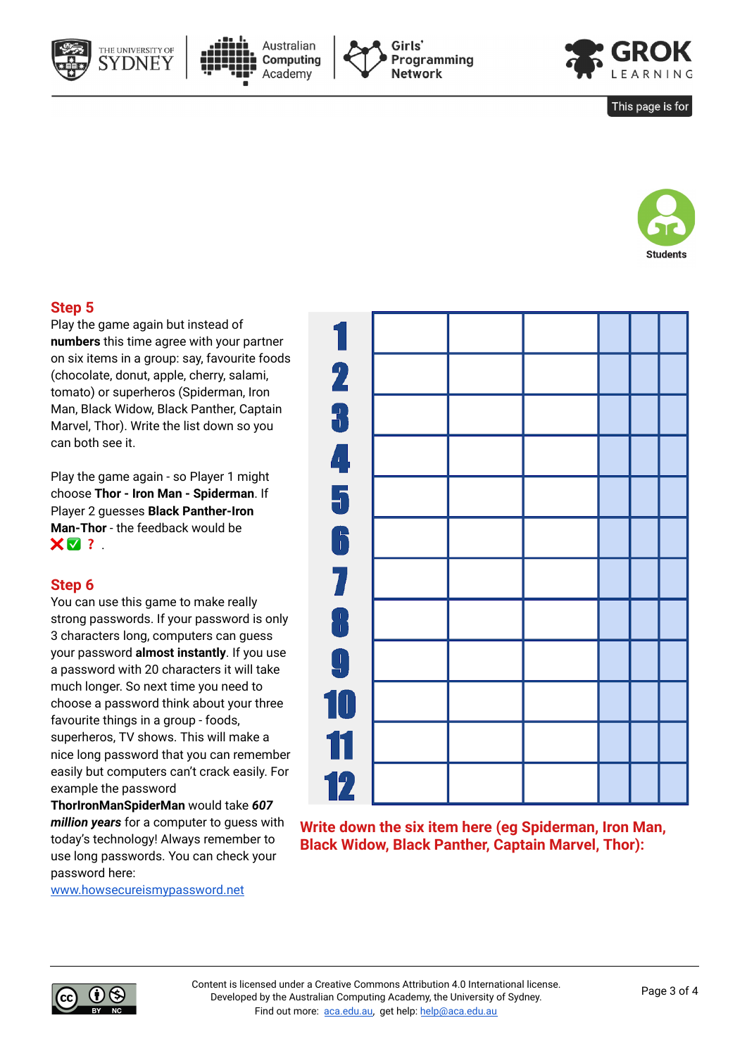This page is for

**Students**

## Step 5

Play the game again but instead of **numbers** this time agree with your partner on six items in a group: say, favourite foods (chocolate, donut, apple, cherry, salami, tomato) or superheros (Spiderman, Iron Man, Black Widow, Black Panther, Captain Marvel, Thor). Write the list down so you can both see it.

Play the game again - so Player 1 might choose **Thor - Iron Man - Spiderman**. If Player 2 guesses **Black Panther-Iron Man-Thor** - the feedback would be ❌✅ ? .

## Step 6

You can use this game to make really strong passwords. If your password is only 3 characters long, computers can guess your password **almost instantly**. If you use a password with 20 characters it will take much longer. So next time you need to choose a password think about your three favourite things in a group - foods, superheros, TV shows. This will make a nice long password that you can remember easily but computers can't crack easily. For example the password **ThorIronManSpiderMan** would take ***607 million years*** for a computer to guess with today's technology! Always remember to use long passwords. You can check your password here: www.howsecureismypassword.net

| | | | | | | |
|---|---|---|---|---|---|---|
| 1 | | | | | | |
| 2 | | | | | | |
| 3 | | | | | | |
| 4 | | | | | | |
| 5 | | | | | | |
| 6 | | | | | | |
| 7 | | | | | | |
| 8 | | | | | | |
| 9 | | | | | | |
| 10 | | | | | | |
| 11 | | | | | | |
| 12 | | | | | | |

**Write down the six item here (eg Spiderman, Iron Man, Black Widow, Black Panther, Captain Marvel, Thor):**

Content is licensed under a Creative Commons Attribution 4.0 International license.
Developed by the Australian Computing Academy, the University of Sydney.
Find out more: aca.edu.au, get help: help@aca.edu.au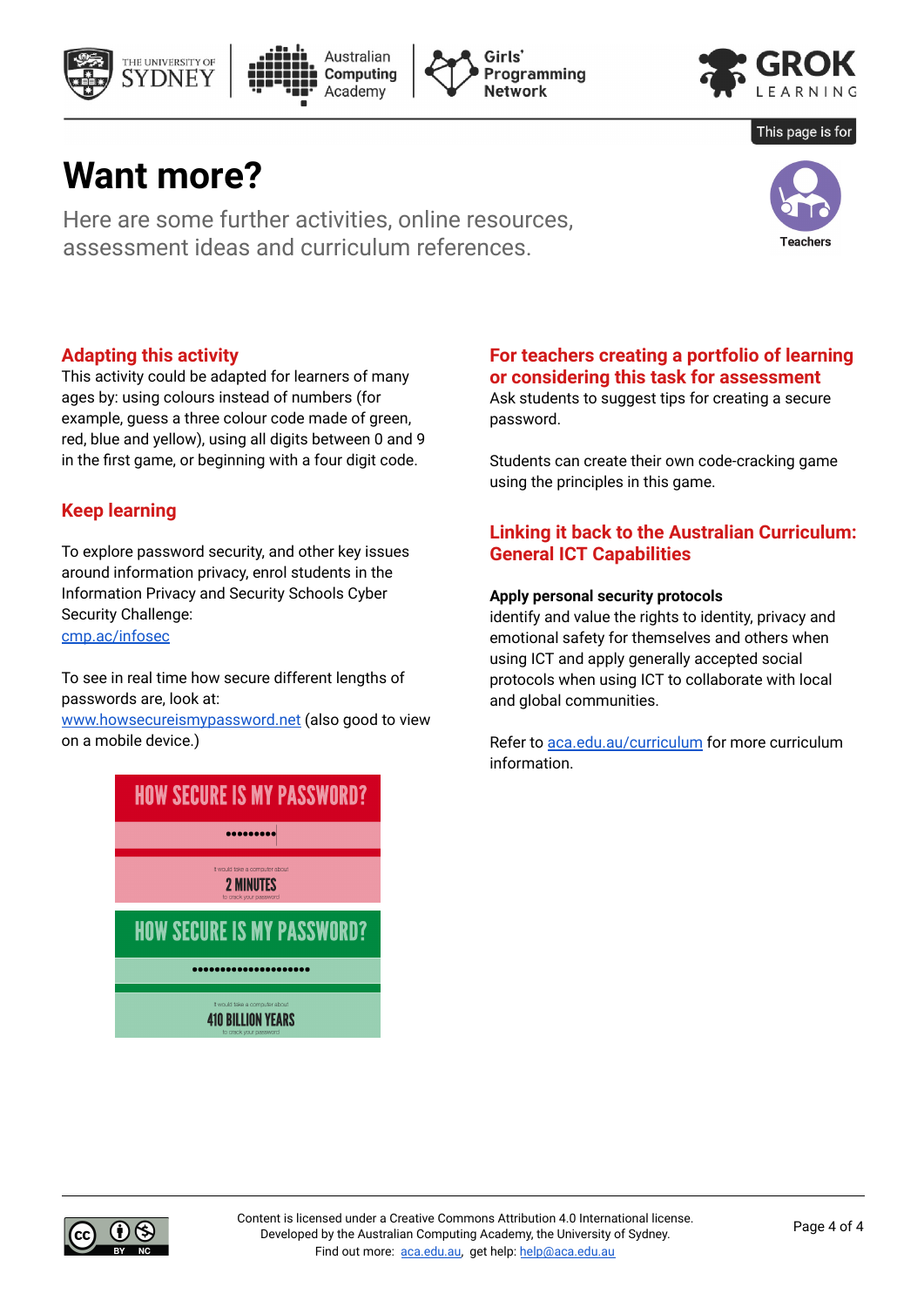This page is for

Teachers

# Want more?

Here are some further activities, online resources, assessment ideas and curriculum references.

## Adapting this activity

This activity could be adapted for learners of many ages by: using colours instead of numbers (for example, guess a three colour code made of green, red, blue and yellow), using all digits between 0 and 9 in the first game, or beginning with a four digit code.

## Keep learning

To explore password security, and other key issues around information privacy, enrol students in the Information Privacy and Security Schools Cyber Security Challenge:
cmp.ac/infosec

To see in real time how secure different lengths of passwords are, look at:
www.howsecureismypassword.net (also good to view on a mobile device.)

HOW SECURE IS MY PASSWORD?

•••••••••

It would take a computer about
2 MINUTES
to crack your password

HOW SECURE IS MY PASSWORD?

••••••••••••••••••••

It would take a computer about
410 BILLION YEARS
to crack your password

## For teachers creating a portfolio of learning or considering this task for assessment

Ask students to suggest tips for creating a secure password.

Students can create their own code-cracking game using the principles in this game.

## Linking it back to the Australian Curriculum: General ICT Capabilities

**Apply personal security protocols**
identify and value the rights to identity, privacy and emotional safety for themselves and others when using ICT and apply generally accepted social protocols when using ICT to collaborate with local and global communities.

Refer to aca.edu.au/curriculum for more curriculum information.

Content is licensed under a Creative Commons Attribution 4.0 International license.
Developed by the Australian Computing Academy, the University of Sydney.
Find out more: aca.edu.au, get help: help@aca.edu.au